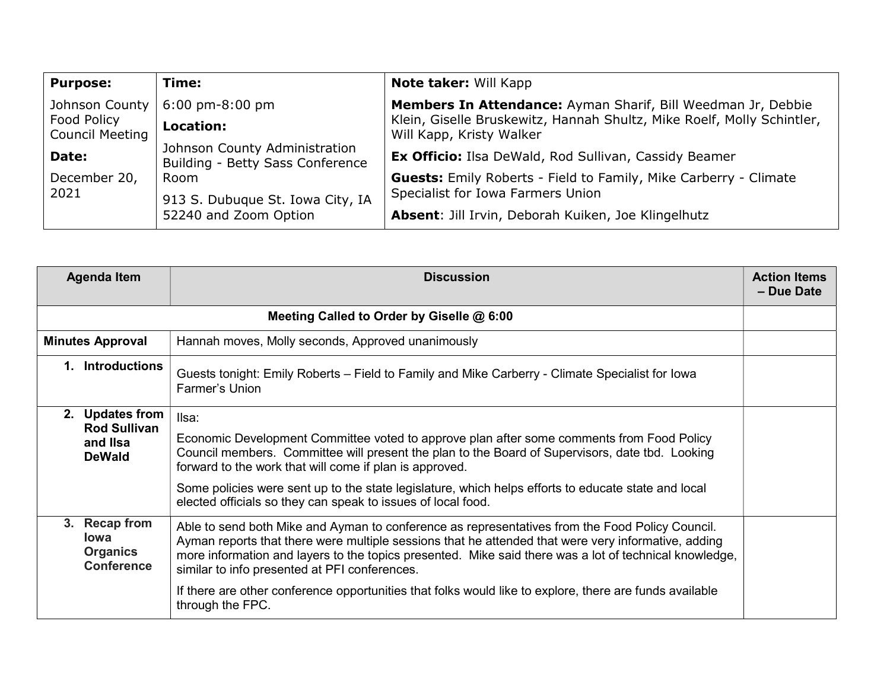| Purpose: | Time: | Note taker: Will Kapp |
|---|---|---|
| Johnson County Food Policy Council Meeting<br>**Date:**<br>December 20, 2021 | 6:00 pm-8:00 pm<br>**Location:**<br>Johnson County Administration Building - Betty Sass Conference Room<br>913 S. Dubuque St. Iowa City, IA 52240 and Zoom Option | **Members In Attendance:** Ayman Sharif, Bill Weedman Jr, Debbie Klein, Giselle Bruskewitz, Hannah Shultz, Mike Roelf, Molly Schintler, Will Kapp, Kristy Walker<br>**Ex Officio:** Ilsa DeWald, Rod Sullivan, Cassidy Beamer<br>**Guests:** Emily Roberts - Field to Family, Mike Carberry - Climate Specialist for Iowa Farmers Union<br>**Absent**: Jill Irvin, Deborah Kuiken, Joe Klingelhutz |

| Agenda Item | Discussion | Action Items – Due Date |
|---|---|---|
| **Meeting Called to Order by Giselle @ 6:00** | | |
| **Minutes Approval** | Hannah moves, Molly seconds, Approved unanimously | |
| **1. Introductions** | Guests tonight: Emily Roberts – Field to Family and Mike Carberry - Climate Specialist for Iowa Farmer's Union | |
| **2. Updates from Rod Sullivan and Ilsa DeWald** | Ilsa:<br>Economic Development Committee voted to approve plan after some comments from Food Policy Council members. Committee will present the plan to the Board of Supervisors, date tbd. Looking forward to the work that will come if plan is approved.<br>Some policies were sent up to the state legislature, which helps efforts to educate state and local elected officials so they can speak to issues of local food. | |
| **3. Recap from Iowa Organics Conference** | Able to send both Mike and Ayman to conference as representatives from the Food Policy Council. Ayman reports that there were multiple sessions that he attended that were very informative, adding more information and layers to the topics presented. Mike said there was a lot of technical knowledge, similar to info presented at PFI conferences.<br>If there are other conference opportunities that folks would like to explore, there are funds available through the FPC. | |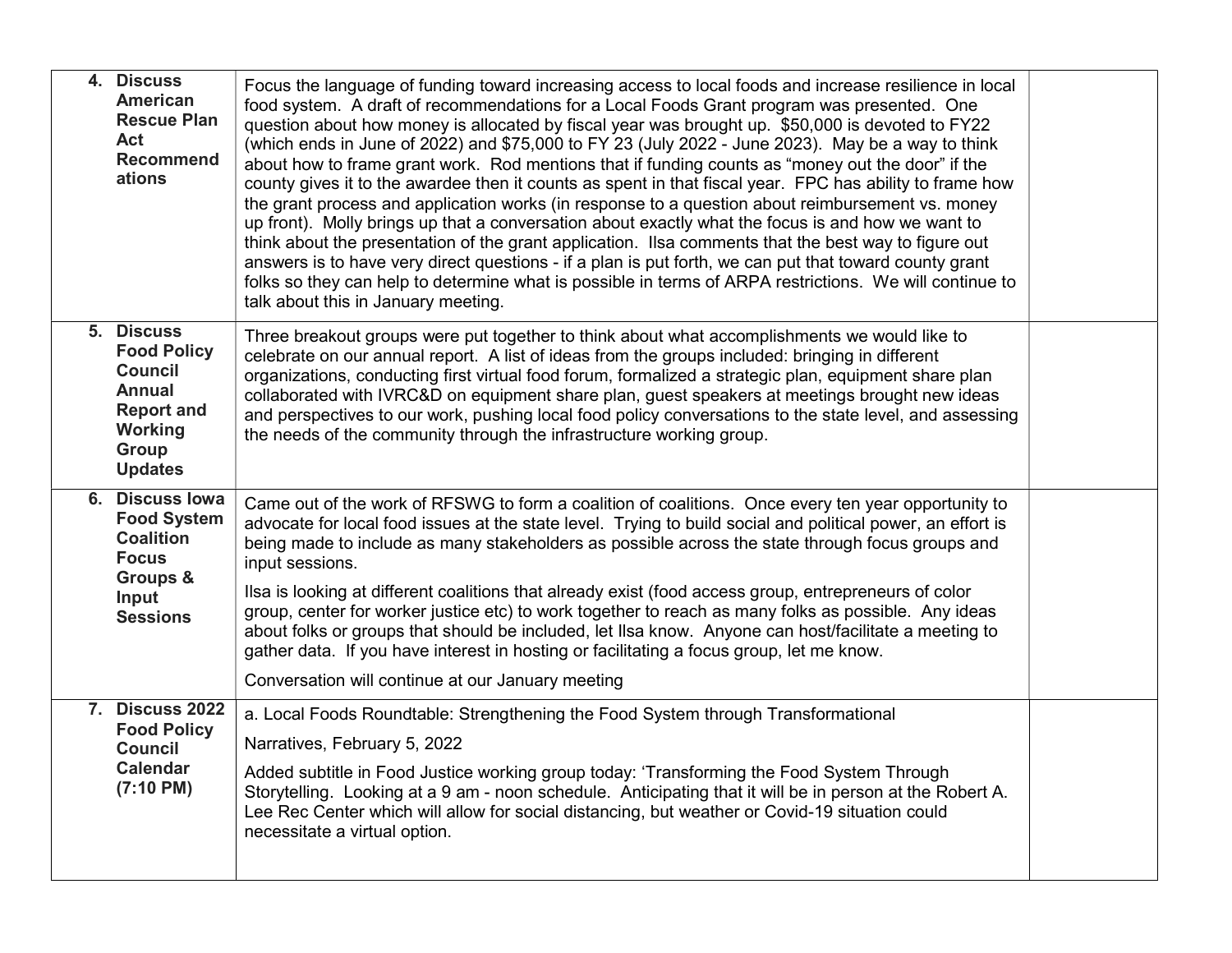|  |  |  |
|---|---|---|
| **4. Discuss American Rescue Plan Act Recommendations** | Focus the language of funding toward increasing access to local foods and increase resilience in local food system. A draft of recommendations for a Local Foods Grant program was presented. One question about how money is allocated by fiscal year was brought up. $50,000 is devoted to FY22 (which ends in June of 2022) and $75,000 to FY 23 (July 2022 - June 2023). May be a way to think about how to frame grant work. Rod mentions that if funding counts as "money out the door" if the county gives it to the awardee then it counts as spent in that fiscal year. FPC has ability to frame how the grant process and application works (in response to a question about reimbursement vs. money up front). Molly brings up that a conversation about exactly what the focus is and how we want to think about the presentation of the grant application. Ilsa comments that the best way to figure out answers is to have very direct questions - if a plan is put forth, we can put that toward county grant folks so they can help to determine what is possible in terms of ARPA restrictions. We will continue to talk about this in January meeting. |  |
| **5. Discuss Food Policy Council Annual Report and Working Group Updates** | Three breakout groups were put together to think about what accomplishments we would like to celebrate on our annual report. A list of ideas from the groups included: bringing in different organizations, conducting first virtual food forum, formalized a strategic plan, equipment share plan collaborated with IVRC&D on equipment share plan, guest speakers at meetings brought new ideas and perspectives to our work, pushing local food policy conversations to the state level, and assessing the needs of the community through the infrastructure working group. |  |
| **6. Discuss Iowa Food System Coalition Focus Groups & Input Sessions** | Came out of the work of RFSWG to form a coalition of coalitions. Once every ten year opportunity to advocate for local food issues at the state level. Trying to build social and political power, an effort is being made to include as many stakeholders as possible across the state through focus groups and input sessions.<br><br>Ilsa is looking at different coalitions that already exist (food access group, entrepreneurs of color group, center for worker justice etc) to work together to reach as many folks as possible. Any ideas about folks or groups that should be included, let Ilsa know. Anyone can host/facilitate a meeting to gather data. If you have interest in hosting or facilitating a focus group, let me know.<br><br>Conversation will continue at our January meeting |  |
| **7. Discuss 2022 Food Policy Council Calendar (7:10 PM)** | a. Local Foods Roundtable: Strengthening the Food System through Transformational<br><br>Narratives, February 5, 2022<br><br>Added subtitle in Food Justice working group today: 'Transforming the Food System Through Storytelling. Looking at a 9 am - noon schedule. Anticipating that it will be in person at the Robert A. Lee Rec Center which will allow for social distancing, but weather or Covid-19 situation could necessitate a virtual option. |  |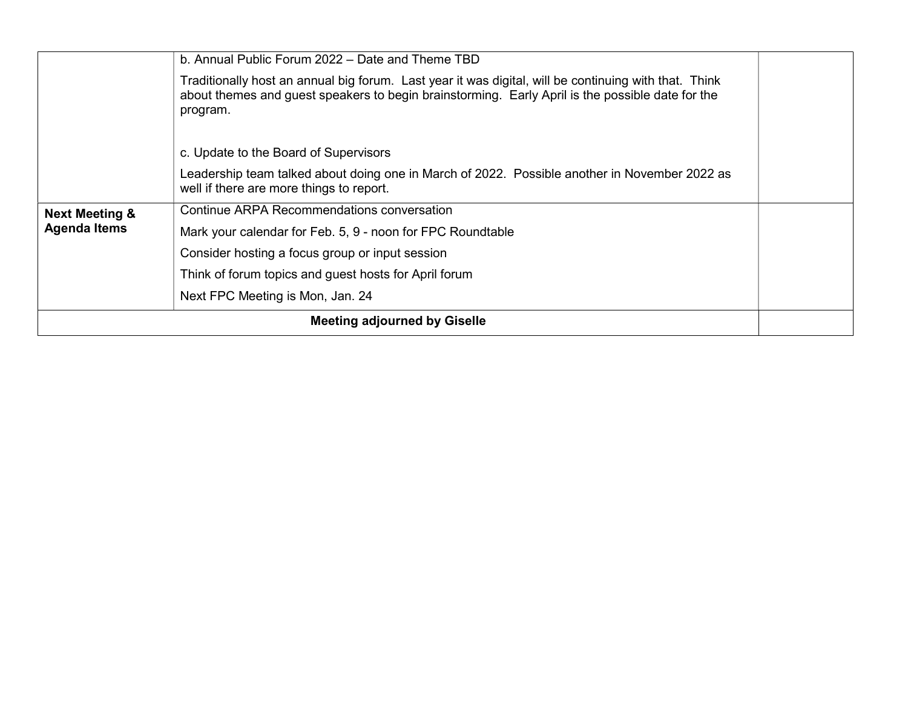| | | |
|---|---|---|
| | b. Annual Public Forum 2022 – Date and Theme TBD<br><br>Traditionally host an annual big forum. Last year it was digital, will be continuing with that. Think about themes and guest speakers to begin brainstorming. Early April is the possible date for the program.<br><br>c. Update to the Board of Supervisors<br><br>Leadership team talked about doing one in March of 2022. Possible another in November 2022 as well if there are more things to report. | |
| **Next Meeting & Agenda Items** | Continue ARPA Recommendations conversation<br><br>Mark your calendar for Feb. 5, 9 - noon for FPC Roundtable<br><br>Consider hosting a focus group or input session<br><br>Think of forum topics and guest hosts for April forum<br><br>Next FPC Meeting is Mon, Jan. 24 | |
| **Meeting adjourned by Giselle** | | |